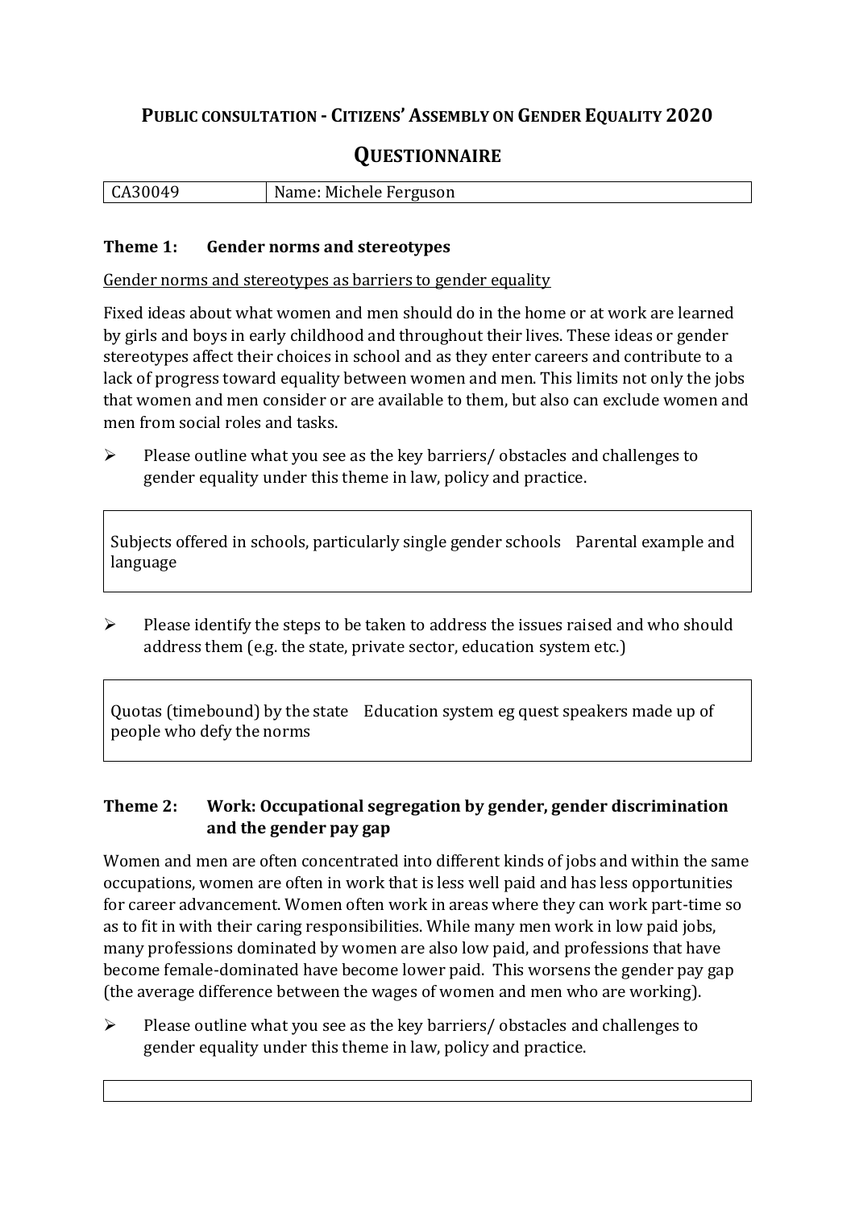# Public consultation - Citizens' Assembly on Gender Equality 2020

## Questionnaire

| CA30049 | Name: Michele Ferguson |
|---|---|

### Theme 1: Gender norms and stereotypes

Gender norms and stereotypes as barriers to gender equality

Fixed ideas about what women and men should do in the home or at work are learned by girls and boys in early childhood and throughout their lives. These ideas or gender stereotypes affect their choices in school and as they enter careers and contribute to a lack of progress toward equality between women and men. This limits not only the jobs that women and men consider or are available to them, but also can exclude women and men from social roles and tasks.

- Please outline what you see as the key barriers/ obstacles and challenges to gender equality under this theme in law, policy and practice.

> Subjects offered in schools, particularly single gender schools Parental example and language

- Please identify the steps to be taken to address the issues raised and who should address them (e.g. the state, private sector, education system etc.)

> Quotas (timebound) by the state Education system eg quest speakers made up of people who defy the norms

### Theme 2: Work: Occupational segregation by gender, gender discrimination and the gender pay gap

Women and men are often concentrated into different kinds of jobs and within the same occupations, women are often in work that is less well paid and has less opportunities for career advancement. Women often work in areas where they can work part-time so as to fit in with their caring responsibilities. While many men work in low paid jobs, many professions dominated by women are also low paid, and professions that have become female-dominated have become lower paid. This worsens the gender pay gap (the average difference between the wages of women and men who are working).

- Please outline what you see as the key barriers/ obstacles and challenges to gender equality under this theme in law, policy and practice.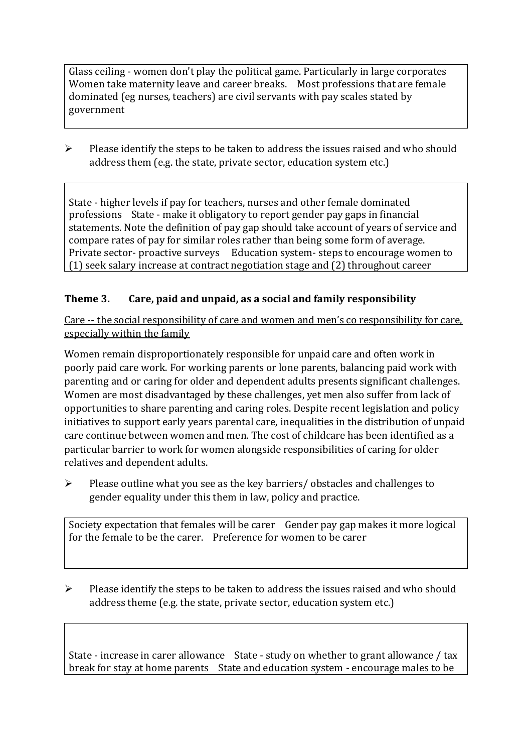Glass ceiling - women don't play the political game. Particularly in large corporates Women take maternity leave and career breaks. Most professions that are female dominated (eg nurses, teachers) are civil servants with pay scales stated by government

- Please identify the steps to be taken to address the issues raised and who should address them (e.g. the state, private sector, education system etc.)

State - higher levels if pay for teachers, nurses and other female dominated professions State - make it obligatory to report gender pay gaps in financial statements. Note the definition of pay gap should take account of years of service and compare rates of pay for similar roles rather than being some form of average. Private sector- proactive surveys Education system- steps to encourage women to (1) seek salary increase at contract negotiation stage and (2) throughout career

### Theme 3. Care, paid and unpaid, as a social and family responsibility

Care -- the social responsibility of care and women and men's co responsibility for care, especially within the family

Women remain disproportionately responsible for unpaid care and often work in poorly paid care work. For working parents or lone parents, balancing paid work with parenting and or caring for older and dependent adults presents significant challenges. Women are most disadvantaged by these challenges, yet men also suffer from lack of opportunities to share parenting and caring roles. Despite recent legislation and policy initiatives to support early years parental care, inequalities in the distribution of unpaid care continue between women and men. The cost of childcare has been identified as a particular barrier to work for women alongside responsibilities of caring for older relatives and dependent adults.

- Please outline what you see as the key barriers/ obstacles and challenges to gender equality under this them in law, policy and practice.

Society expectation that females will be carer Gender pay gap makes it more logical for the female to be the carer. Preference for women to be carer

- Please identify the steps to be taken to address the issues raised and who should address theme (e.g. the state, private sector, education system etc.)

State - increase in carer allowance State - study on whether to grant allowance / tax break for stay at home parents State and education system - encourage males to be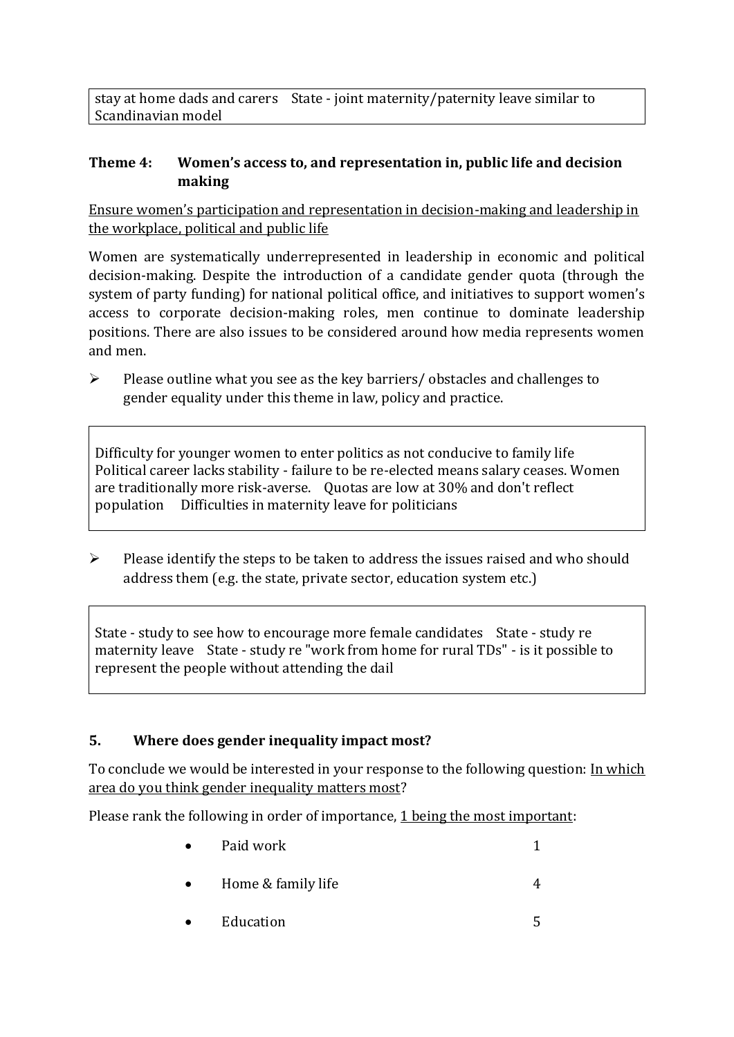stay at home dads and carers    State - joint maternity/paternity leave similar to Scandinavian model

### Theme 4: Women's access to, and representation in, public life and decision making

Ensure women's participation and representation in decision-making and leadership in the workplace, political and public life

Women are systematically underrepresented in leadership in economic and political decision-making. Despite the introduction of a candidate gender quota (through the system of party funding) for national political office, and initiatives to support women's access to corporate decision-making roles, men continue to dominate leadership positions. There are also issues to be considered around how media represents women and men.

- Please outline what you see as the key barriers/ obstacles and challenges to gender equality under this theme in law, policy and practice.

Difficulty for younger women to enter politics as not conducive to family life Political career lacks stability - failure to be re-elected means salary ceases. Women are traditionally more risk-averse.    Quotas are low at 30% and don't reflect population    Difficulties in maternity leave for politicians

- Please identify the steps to be taken to address the issues raised and who should address them (e.g. the state, private sector, education system etc.)

State - study to see how to encourage more female candidates    State - study re maternity leave    State - study re "work from home for rural TDs" - is it possible to represent the people without attending the dail

## 5. Where does gender inequality impact most?

To conclude we would be interested in your response to the following question: In which area do you think gender inequality matters most?

Please rank the following in order of importance, 1 being the most important:

- Paid work 1
- Home & family life 4
- Education 5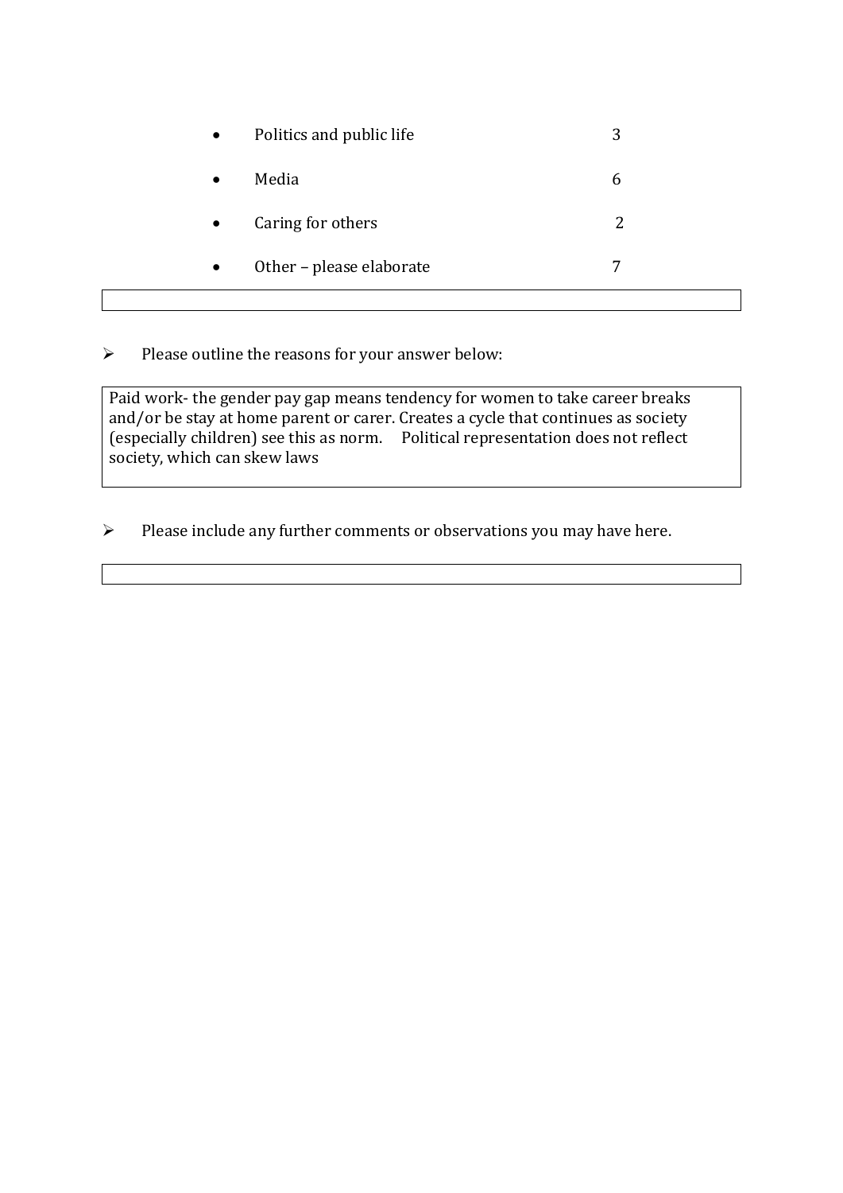- Politics and public life 3
- Media 6
- Caring for others 2
- Other – please elaborate 7

➢ Please outline the reasons for your answer below:

Paid work- the gender pay gap means tendency for women to take career breaks and/or be stay at home parent or carer. Creates a cycle that continues as society (especially children) see this as norm. Political representation does not reflect society, which can skew laws

➢ Please include any further comments or observations you may have here.